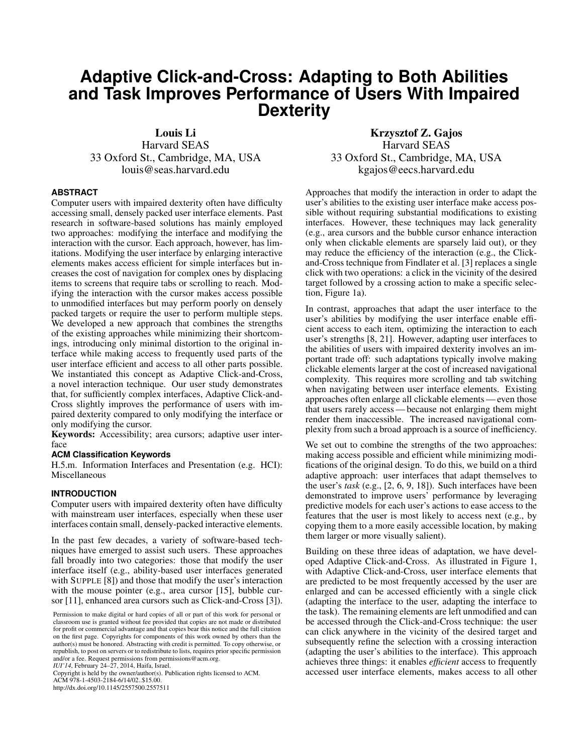# Adaptive Click-and-Cross: Adapting to Both Abilities and Task Improves Performance of Users With Impaired Dexterity

**Louis Li**
Harvard SEAS
33 Oxford St., Cambridge, MA, USA
louis@seas.harvard.edu

**Krzysztof Z. Gajos**
Harvard SEAS
33 Oxford St., Cambridge, MA, USA
kgajos@eecs.harvard.edu

## ABSTRACT

Computer users with impaired dexterity often have difficulty accessing small, densely packed user interface elements. Past research in software-based solutions has mainly employed two approaches: modifying the interface and modifying the interaction with the cursor. Each approach, however, has limitations. Modifying the user interface by enlarging interactive elements makes access efficient for simple interfaces but increases the cost of navigation for complex ones by displacing items to screens that require tabs or scrolling to reach. Modifying the interaction with the cursor makes access possible to unmodified interfaces but may perform poorly on densely packed targets or require the user to perform multiple steps. We developed a new approach that combines the strengths of the existing approaches while minimizing their shortcomings, introducing only minimal distortion to the original interface while making access to frequently used parts of the user interface efficient and access to all other parts possible. We instantiated this concept as Adaptive Click-and-Cross, a novel interaction technique. Our user study demonstrates that, for sufficiently complex interfaces, Adaptive Click-and-Cross slightly improves the performance of users with impaired dexterity compared to only modifying the interface or only modifying the cursor.

**Keywords:** Accessibility; area cursors; adaptive user interface

### ACM Classification Keywords

H.5.m. Information Interfaces and Presentation (e.g. HCI): Miscellaneous

## INTRODUCTION

Computer users with impaired dexterity often have difficulty with mainstream user interfaces, especially when these user interfaces contain small, densely-packed interactive elements.

In the past few decades, a variety of software-based techniques have emerged to assist such users. These approaches fall broadly into two categories: those that modify the user interface itself (e.g., ability-based user interfaces generated with SUPPLE [8]) and those that modify the user's interaction with the mouse pointer (e.g., area cursor [15], bubble cursor [11], enhanced area cursors such as Click-and-Cross [3]).

Permission to make digital or hard copies of all or part of this work for personal or classroom use is granted without fee provided that copies are not made or distributed for profit or commercial advantage and that copies bear this notice and the full citation on the first page. Copyrights for components of this work owned by others than the author(s) must be honored. Abstracting with credit is permitted. To copy otherwise, or republish, to post on servers or to redistribute to lists, requires prior specific permission and/or a fee. Request permissions from permissions@acm.org.
*IUI'14*, February 24–27, 2014, Haifa, Israel.
Copyright is held by the owner/author(s). Publication rights licensed to ACM.
ACM 978-1-4503-2184-6/14/02..$15.00.
http://dx.doi.org/10.1145/2557500.2557511

Approaches that modify the interaction in order to adapt the user's abilities to the existing user interface make access possible without requiring substantial modifications to existing interfaces. However, these techniques may lack generality (e.g., area cursors and the bubble cursor enhance interaction only when clickable elements are sparsely laid out), or they may reduce the efficiency of the interaction (e.g., the Click-and-Cross technique from Findlater et al. [3] replaces a single click with two operations: a click in the vicinity of the desired target followed by a crossing action to make a specific selection, Figure 1a).

In contrast, approaches that adapt the user interface to the user's abilities by modifying the user interface enable efficient access to each item, optimizing the interaction to each user's strengths [8, 21]. However, adapting user interfaces to the abilities of users with impaired dexterity involves an important trade off: such adaptations typically involve making clickable elements larger at the cost of increased navigational complexity. This requires more scrolling and tab switching when navigating between user interface elements. Existing approaches often enlarge all clickable elements — even those that users rarely access — because not enlarging them might render them inaccessible. The increased navigational complexity from such a broad approach is a source of inefficiency.

We set out to combine the strengths of the two approaches: making access possible and efficient while minimizing modifications of the original design. To do this, we build on a third adaptive approach: user interfaces that adapt themselves to the user's *task* (e.g., [2, 6, 9, 18]). Such interfaces have been demonstrated to improve users' performance by leveraging predictive models for each user's actions to ease access to the features that the user is most likely to access next (e.g., by copying them to a more easily accessible location, by making them larger or more visually salient).

Building on these three ideas of adaptation, we have developed Adaptive Click-and-Cross. As illustrated in Figure 1, with Adaptive Click-and-Cross, user interface elements that are predicted to be most frequently accessed by the user are enlarged and can be accessed efficiently with a single click (adapting the interface to the user, adapting the interface to the task). The remaining elements are left unmodified and can be accessed through the Click-and-Cross technique: the user can click anywhere in the vicinity of the desired target and subsequently refine the selection with a crossing interaction (adapting the user's abilities to the interface). This approach achieves three things: it enables *efficient* access to frequently accessed user interface elements, makes access to all other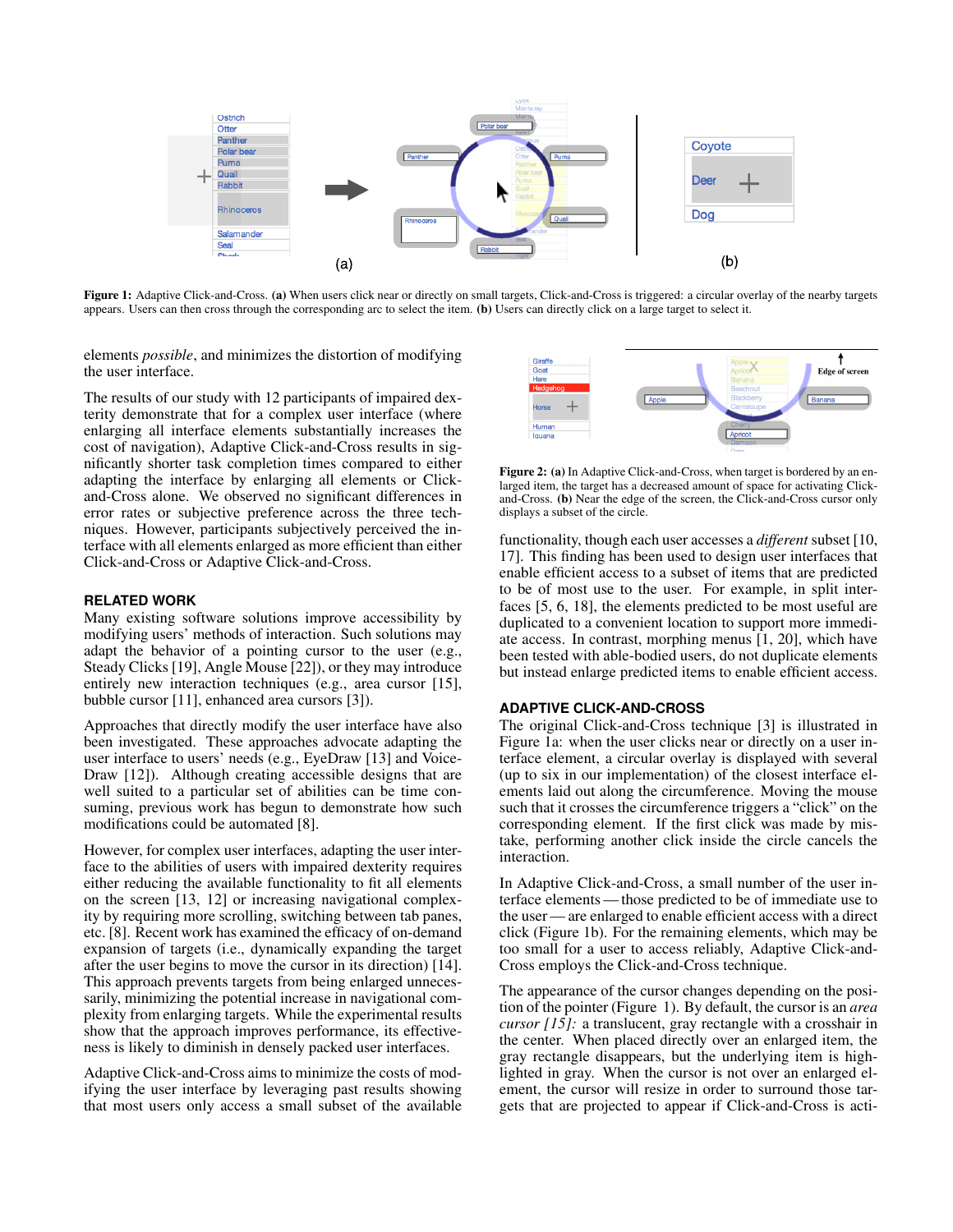Figure 1: Adaptive Click-and-Cross. **(a)** When users click near or directly on small targets, Click-and-Cross is triggered: a circular overlay of the nearby targets appears. Users can then cross through the corresponding arc to select the item. **(b)** Users can directly click on a large target to select it.

elements *possible*, and minimizes the distortion of modifying the user interface.

The results of our study with 12 participants of impaired dexterity demonstrate that for a complex user interface (where enlarging all interface elements substantially increases the cost of navigation), Adaptive Click-and-Cross results in significantly shorter task completion times compared to either adapting the interface by enlarging all elements or Click-and-Cross alone. We observed no significant differences in error rates or subjective preference across the three techniques. However, participants subjectively perceived the interface with all elements enlarged as more efficient than either Click-and-Cross or Adaptive Click-and-Cross.

## RELATED WORK

Many existing software solutions improve accessibility by modifying users' methods of interaction. Such solutions may adapt the behavior of a pointing cursor to the user (e.g., Steady Clicks [19], Angle Mouse [22]), or they may introduce entirely new interaction techniques (e.g., area cursor [15], bubble cursor [11], enhanced area cursors [3]).

Approaches that directly modify the user interface have also been investigated. These approaches advocate adapting the user interface to users' needs (e.g., EyeDraw [13] and VoiceDraw [12]). Although creating accessible designs that are well suited to a particular set of abilities can be time consuming, previous work has begun to demonstrate how such modifications could be automated [8].

However, for complex user interfaces, adapting the user interface to the abilities of users with impaired dexterity requires either reducing the available functionality to fit all elements on the screen [13, 12] or increasing navigational complexity by requiring more scrolling, switching between tab panes, etc. [8]. Recent work has examined the efficacy of on-demand expansion of targets (i.e., dynamically expanding the target after the user begins to move the cursor in its direction) [14]. This approach prevents targets from being enlarged unnecessarily, minimizing the potential increase in navigational complexity from enlarging targets. While the experimental results show that the approach improves performance, its effectiveness is likely to diminish in densely packed user interfaces.

Adaptive Click-and-Cross aims to minimize the costs of modifying the user interface by leveraging past results showing that most users only access a small subset of the available functionality, though each user accesses a *different* subset [10, 17]. This finding has been used to design user interfaces that enable efficient access to a subset of items that are predicted to be of most use to the user. For example, in split interfaces [5, 6, 18], the elements predicted to be most useful are duplicated to a convenient location to support more immediate access. In contrast, morphing menus [1, 20], which have been tested with able-bodied users, do not duplicate elements but instead enlarge predicted items to enable efficient access.

Figure 2: **(a)** In Adaptive Click-and-Cross, when target is bordered by an enlarged item, the target has a decreased amount of space for activating Click-and-Cross. **(b)** Near the edge of the screen, the Click-and-Cross cursor only displays a subset of the circle.

## ADAPTIVE CLICK-AND-CROSS

The original Click-and-Cross technique [3] is illustrated in Figure 1a: when the user clicks near or directly on a user interface element, a circular overlay is displayed with several (up to six in our implementation) of the closest interface elements laid out along the circumference. Moving the mouse such that it crosses the circumference triggers a "click" on the corresponding element. If the first click was made by mistake, performing another click inside the circle cancels the interaction.

In Adaptive Click-and-Cross, a small number of the user interface elements — those predicted to be of immediate use to the user — are enlarged to enable efficient access with a direct click (Figure 1b). For the remaining elements, which may be too small for a user to access reliably, Adaptive Click-and-Cross employs the Click-and-Cross technique.

The appearance of the cursor changes depending on the position of the pointer (Figure 1). By default, the cursor is an *area cursor [15]:* a translucent, gray rectangle with a crosshair in the center. When placed directly over an enlarged item, the gray rectangle disappears, but the underlying item is highlighted in gray. When the cursor is not over an enlarged element, the cursor will resize in order to surround those targets that are projected to appear if Click-and-Cross is acti-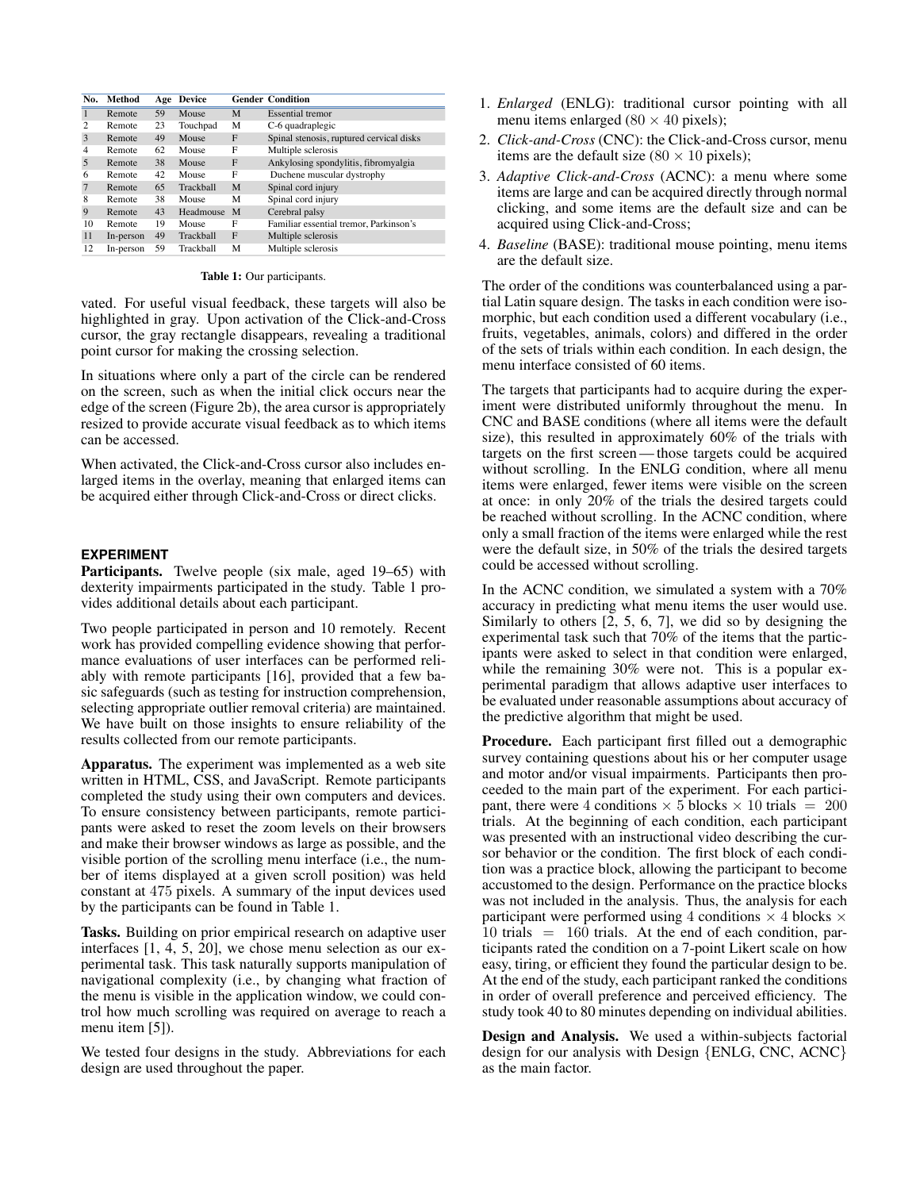| No. | Method | Age | Device | Gender | Condition |
|---|---|---|---|---|---|
| 1 | Remote | 59 | Mouse | M | Essential tremor |
| 2 | Remote | 23 | Touchpad | M | C-6 quadraplegic |
| 3 | Remote | 49 | Mouse | F | Spinal stenosis, ruptured cervical disks |
| 4 | Remote | 62 | Mouse | F | Multiple sclerosis |
| 5 | Remote | 38 | Mouse | F | Ankylosing spondylitis, fibromyalgia |
| 6 | Remote | 42 | Mouse | F | Duchene muscular dystrophy |
| 7 | Remote | 65 | Trackball | M | Spinal cord injury |
| 8 | Remote | 38 | Mouse | M | Spinal cord injury |
| 9 | Remote | 43 | Headmouse | M | Cerebral palsy |
| 10 | Remote | 19 | Mouse | F | Familiar essential tremor, Parkinson's |
| 11 | In-person | 49 | Trackball | F | Multiple sclerosis |
| 12 | In-person | 59 | Trackball | M | Multiple sclerosis |

**Table 1:** Our participants.

vated. For useful visual feedback, these targets will also be highlighted in gray. Upon activation of the Click-and-Cross cursor, the gray rectangle disappears, revealing a traditional point cursor for making the crossing selection.

In situations where only a part of the circle can be rendered on the screen, such as when the initial click occurs near the edge of the screen (Figure 2b), the area cursor is appropriately resized to provide accurate visual feedback as to which items can be accessed.

When activated, the Click-and-Cross cursor also includes enlarged items in the overlay, meaning that enlarged items can be acquired either through Click-and-Cross or direct clicks.

## EXPERIMENT

**Participants.** Twelve people (six male, aged 19–65) with dexterity impairments participated in the study. Table 1 provides additional details about each participant.

Two people participated in person and 10 remotely. Recent work has provided compelling evidence showing that performance evaluations of user interfaces can be performed reliably with remote participants [16], provided that a few basic safeguards (such as testing for instruction comprehension, selecting appropriate outlier removal criteria) are maintained. We have built on those insights to ensure reliability of the results collected from our remote participants.

**Apparatus.** The experiment was implemented as a web site written in HTML, CSS, and JavaScript. Remote participants completed the study using their own computers and devices. To ensure consistency between participants, remote participants were asked to reset the zoom levels on their browsers and make their browser windows as large as possible, and the visible portion of the scrolling menu interface (i.e., the number of items displayed at a given scroll position) was held constant at 475 pixels. A summary of the input devices used by the participants can be found in Table 1.

**Tasks.** Building on prior empirical research on adaptive user interfaces [1, 4, 5, 20], we chose menu selection as our experimental task. This task naturally supports manipulation of navigational complexity (i.e., by changing what fraction of the menu is visible in the application window, we could control how much scrolling was required on average to reach a menu item [5]).

We tested four designs in the study. Abbreviations for each design are used throughout the paper.

1. *Enlarged* (ENLG): traditional cursor pointing with all menu items enlarged ($80 \times 40$ pixels);
2. *Click-and-Cross* (CNC): the Click-and-Cross cursor, menu items are the default size ($80 \times 10$ pixels);
3. *Adaptive Click-and-Cross* (ACNC): a menu where some items are large and can be acquired directly through normal clicking, and some items are the default size and can be acquired using Click-and-Cross;
4. *Baseline* (BASE): traditional mouse pointing, menu items are the default size.

The order of the conditions was counterbalanced using a partial Latin square design. The tasks in each condition were isomorphic, but each condition used a different vocabulary (i.e., fruits, vegetables, animals, colors) and differed in the order of the sets of trials within each condition. In each design, the menu interface consisted of 60 items.

The targets that participants had to acquire during the experiment were distributed uniformly throughout the menu. In CNC and BASE conditions (where all items were the default size), this resulted in approximately 60% of the trials with targets on the first screen — those targets could be acquired without scrolling. In the ENLG condition, where all menu items were enlarged, fewer items were visible on the screen at once: in only 20% of the trials the desired targets could be reached without scrolling. In the ACNC condition, where only a small fraction of the items were enlarged while the rest were the default size, in 50% of the trials the desired targets could be accessed without scrolling.

In the ACNC condition, we simulated a system with a 70% accuracy in predicting what menu items the user would use. Similarly to others [2, 5, 6, 7], we did so by designing the experimental task such that 70% of the items that the participants were asked to select in that condition were enlarged, while the remaining 30% were not. This is a popular experimental paradigm that allows adaptive user interfaces to be evaluated under reasonable assumptions about accuracy of the predictive algorithm that might be used.

**Procedure.** Each participant first filled out a demographic survey containing questions about his or her computer usage and motor and/or visual impairments. Participants then proceeded to the main part of the experiment. For each participant, there were 4 conditions $\times$ 5 blocks $\times$ 10 trials $=$ 200 trials. At the beginning of each condition, each participant was presented with an instructional video describing the cursor behavior or the condition. The first block of each condition was a practice block, allowing the participant to become accustomed to the design. Performance on the practice blocks was not included in the analysis. Thus, the analysis for each participant were performed using 4 conditions $\times$ 4 blocks $\times$ 10 trials $=$ 160 trials. At the end of each condition, participants rated the condition on a 7-point Likert scale on how easy, tiring, or efficient they found the particular design to be. At the end of the study, each participant ranked the conditions in order of overall preference and perceived efficiency. The study took 40 to 80 minutes depending on individual abilities.

**Design and Analysis.** We used a within-subjects factorial design for our analysis with Design {ENLG, CNC, ACNC} as the main factor.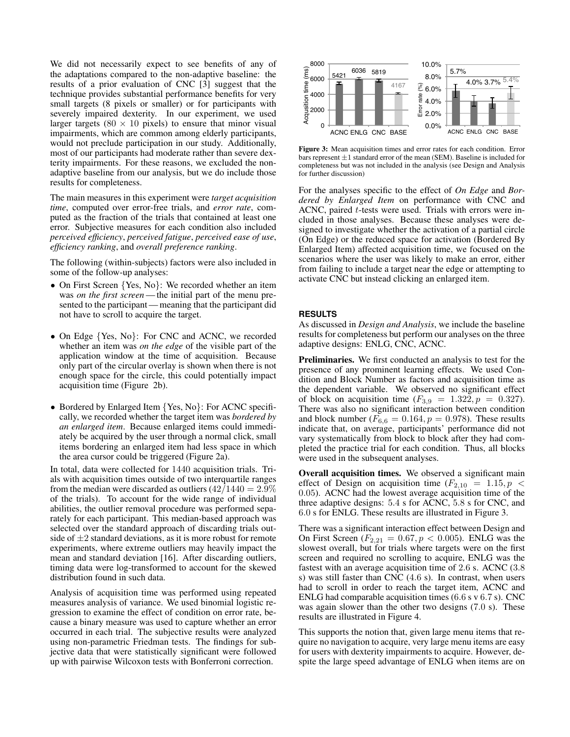We did not necessarily expect to see benefits of any of the adaptations compared to the non-adaptive baseline: the results of a prior evaluation of CNC [3] suggest that the technique provides substantial performance benefits for very small targets (8 pixels or smaller) or for participants with severely impaired dexterity. In our experiment, we used larger targets ($80 \times 10$ pixels) to ensure that minor visual impairments, which are common among elderly participants, would not preclude participation in our study. Additionally, most of our participants had moderate rather than severe dexterity impairments. For these reasons, we excluded the non-adaptive baseline from our analysis, but we do include those results for completeness.

The main measures in this experiment were *target acquisition time*, computed over error-free trials, and *error rate*, computed as the fraction of the trials that contained at least one error. Subjective measures for each condition also included *perceived efficiency*, *perceived fatigue*, *perceived ease of use*, *efficiency ranking*, and *overall preference ranking*.

The following (within-subjects) factors were also included in some of the follow-up analyses:

- On First Screen {Yes, No}: We recorded whether an item was *on the first screen* — the initial part of the menu presented to the participant — meaning that the participant did not have to scroll to acquire the target.
- On Edge {Yes, No}: For CNC and ACNC, we recorded whether an item was *on the edge* of the visible part of the application window at the time of acquisition. Because only part of the circular overlay is shown when there is not enough space for the circle, this could potentially impact acquisition time (Figure 2b).
- Bordered by Enlarged Item {Yes, No}: For ACNC specifically, we recorded whether the target item was *bordered by an enlarged item*. Because enlarged items could immediately be acquired by the user through a normal click, small items bordering an enlarged item had less space in which the area cursor could be triggered (Figure 2a).

In total, data were collected for 1440 acquisition trials. Trials with acquisition times outside of two interquartile ranges from the median were discarded as outliers ($42/1440 = 2.9\%$ of the trials). To account for the wide range of individual abilities, the outlier removal procedure was performed separately for each participant. This median-based approach was selected over the standard approach of discarding trials outside of $\pm 2$ standard deviations, as it is more robust for remote experiments, where extreme outliers may heavily impact the mean and standard deviation [16]. After discarding outliers, timing data were log-transformed to account for the skewed distribution found in such data.

Analysis of acquisition time was performed using repeated measures analysis of variance. We used binomial logistic regression to examine the effect of condition on error rate, because a binary measure was used to capture whether an error occurred in each trial. The subjective results were analyzed using non-parametric Friedman tests. The findings for subjective data that were statistically significant were followed up with pairwise Wilcoxon tests with Bonferroni correction.

| | ACNC | ENLG | CNC | BASE |
|---|---|---|---|---|
| Acquisition time (ms) | 5421 | 6036 | 5819 | 4167 |
| Error rate (%) | 5.7% | 4.0% | 3.7% | 5.4% |

**Figure 3:** Mean acquisition times and error rates for each condition. Error bars represent $\pm 1$ standard error of the mean (SEM). Baseline is included for completeness but was not included in the analysis (see Design and Analysis for further discussion)

For the analyses specific to the effect of *On Edge* and *Bordered by Enlarged Item* on performance with CNC and ACNC, paired $t$-tests were used. Trials with errors were included in those analyses. Because these analyses were designed to investigate whether the activation of a partial circle (On Edge) or the reduced space for activation (Bordered By Enlarged Item) affected acquisition time, we focused on the scenarios where the user was likely to make an error, either from failing to include a target near the edge or attempting to activate CNC but instead clicking an enlarged item.

## RESULTS

As discussed in *Design and Analysis*, we include the baseline results for completeness but perform our analyses on the three adaptive designs: ENLG, CNC, ACNC.

**Preliminaries.** We first conducted an analysis to test for the presence of any prominent learning effects. We used Condition and Block Number as factors and acquisition time as the dependent variable. We observed no significant effect of block on acquisition time ($F_{3,9} = 1.322, p = 0.327$). There was also no significant interaction between condition and block number ($F_{6,6} = 0.164, p = 0.978$). These results indicate that, on average, participants' performance did not vary systematically from block to block after they had completed the practice trial for each condition. Thus, all blocks were used in the subsequent analyses.

**Overall acquisition times.** We observed a significant main effect of Design on acquisition time ($F_{2,10} = 1.15, p < 0.05$). ACNC had the lowest average acquisition time of the three adaptive designs: 5.4 s for ACNC, 5.8 s for CNC, and 6.0 s for ENLG. These results are illustrated in Figure 3.

There was a significant interaction effect between Design and On First Screen ($F_{2,21} = 0.67, p < 0.005$). ENLG was the slowest overall, but for trials where targets were on the first screen and required no scrolling to acquire, ENLG was the fastest with an average acquisition time of 2.6 s. ACNC (3.8 s) was still faster than CNC (4.6 s). In contrast, when users had to scroll in order to reach the target item, ACNC and ENLG had comparable acquisition times (6.6 s v 6.7 s). CNC was again slower than the other two designs (7.0 s). These results are illustrated in Figure 4.

This supports the notion that, given large menu items that require no navigation to acquire, very large menu items are easy for users with dexterity impairments to acquire. However, despite the large speed advantage of ENLG when items are on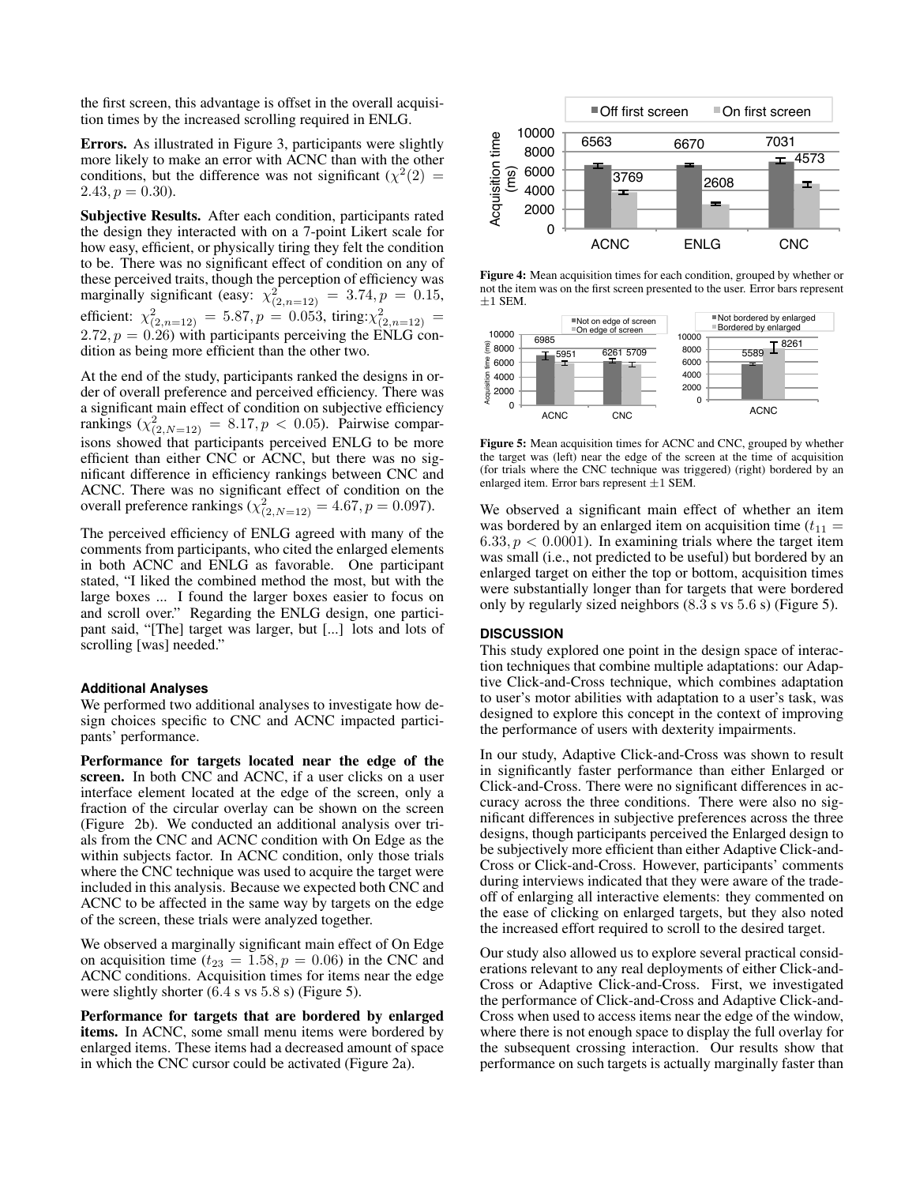the first screen, this advantage is offset in the overall acquisition times by the increased scrolling required in ENLG.

**Errors.** As illustrated in Figure 3, participants were slightly more likely to make an error with ACNC than with the other conditions, but the difference was not significant ($\chi^2(2) = 2.43, p = 0.30$).

**Subjective Results.** After each condition, participants rated the design they interacted with on a 7-point Likert scale for how easy, efficient, or physically tiring they felt the condition to be. There was no significant effect of condition on any of these perceived traits, though the perception of efficiency was marginally significant (easy: $\chi^2_{(2,n=12)} = 3.74, p = 0.15$, efficient: $\chi^2_{(2,n=12)} = 5.87, p = 0.053$, tiring: $\chi^2_{(2,n=12)} = 2.72, p = 0.26$) with participants perceiving the ENLG condition as being more efficient than the other two.

At the end of the study, participants ranked the designs in order of overall preference and perceived efficiency. There was a significant main effect of condition on subjective efficiency rankings ($\chi^2_{(2,N=12)} = 8.17, p < 0.05$). Pairwise comparisons showed that participants perceived ENLG to be more efficient than either CNC or ACNC, but there was no significant difference in efficiency rankings between CNC and ACNC. There was no significant effect of condition on the overall preference rankings ($\chi^2_{(2,N=12)} = 4.67, p = 0.097$).

The perceived efficiency of ENLG agreed with many of the comments from participants, who cited the enlarged elements in both ACNC and ENLG as favorable. One participant stated, "I liked the combined method the most, but with the large boxes ... I found the larger boxes easier to focus on and scroll over." Regarding the ENLG design, one participant said, "[The] target was larger, but [...] lots and lots of scrolling [was] needed."

### Additional Analyses

We performed two additional analyses to investigate how design choices specific to CNC and ACNC impacted participants' performance.

**Performance for targets located near the edge of the screen.** In both CNC and ACNC, if a user clicks on a user interface element located at the edge of the screen, only a fraction of the circular overlay can be shown on the screen (Figure 2b). We conducted an additional analysis over trials from the CNC and ACNC condition with On Edge as the within subjects factor. In ACNC condition, only those trials where the CNC technique was used to acquire the target were included in this analysis. Because we expected both CNC and ACNC to be affected in the same way by targets on the edge of the screen, these trials were analyzed together.

We observed a marginally significant main effect of On Edge on acquisition time ($t_{23} = 1.58, p = 0.06$) in the CNC and ACNC conditions. Acquisition times for items near the edge were slightly shorter (6.4 s vs 5.8 s) (Figure 5).

**Performance for targets that are bordered by enlarged items.** In ACNC, some small menu items were bordered by enlarged items. These items had a decreased amount of space in which the CNC cursor could be activated (Figure 2a).

| | ACNC | ENLG | CNC |
|---|---|---|---|
| Off first screen | 6563 | 6670 | 7031 |
| On first screen | 3769 | 2608 | 4573 |

**Figure 4:** Mean acquisition times for each condition, grouped by whether or not the item was on the first screen presented to the user. Error bars represent ±1 SEM.

| | ACNC | CNC |
|---|---|---|
| Not on edge of screen | 6985 | 6261 |
| On edge of screen | 5951 | 5709 |

| | ACNC |
|---|---|
| Not bordered by enlarged | 5589 |
| Bordered by enlarged | 8261 |

**Figure 5:** Mean acquisition times for ACNC and CNC, grouped by whether the target was (left) near the edge of the screen at the time of acquisition (for trials where the CNC technique was triggered) (right) bordered by an enlarged item. Error bars represent ±1 SEM.

We observed a significant main effect of whether an item was bordered by an enlarged item on acquisition time ($t_{11} = 6.33, p < 0.0001$). In examining trials where the target item was small (i.e., not predicted to be useful) but bordered by an enlarged target on either the top or bottom, acquisition times were substantially longer than for targets that were bordered only by regularly sized neighbors (8.3 s vs 5.6 s) (Figure 5).

## DISCUSSION

This study explored one point in the design space of interaction techniques that combine multiple adaptations: our Adaptive Click-and-Cross technique, which combines adaptation to user's motor abilities with adaptation to a user's task, was designed to explore this concept in the context of improving the performance of users with dexterity impairments.

In our study, Adaptive Click-and-Cross was shown to result in significantly faster performance than either Enlarged or Click-and-Cross. There were no significant differences in accuracy across the three conditions. There were also no significant differences in subjective preferences across the three designs, though participants perceived the Enlarged design to be subjectively more efficient than either Adaptive Click-and-Cross or Click-and-Cross. However, participants' comments during interviews indicated that they were aware of the tradeoff of enlarging all interactive elements: they commented on the ease of clicking on enlarged targets, but they also noted the increased effort required to scroll to the desired target.

Our study also allowed us to explore several practical considerations relevant to any real deployments of either Click-and-Cross or Adaptive Click-and-Cross. First, we investigated the performance of Click-and-Cross and Adaptive Click-and-Cross when used to access items near the edge of the window, where there is not enough space to display the full overlay for the subsequent crossing interaction. Our results show that performance on such targets is actually marginally faster than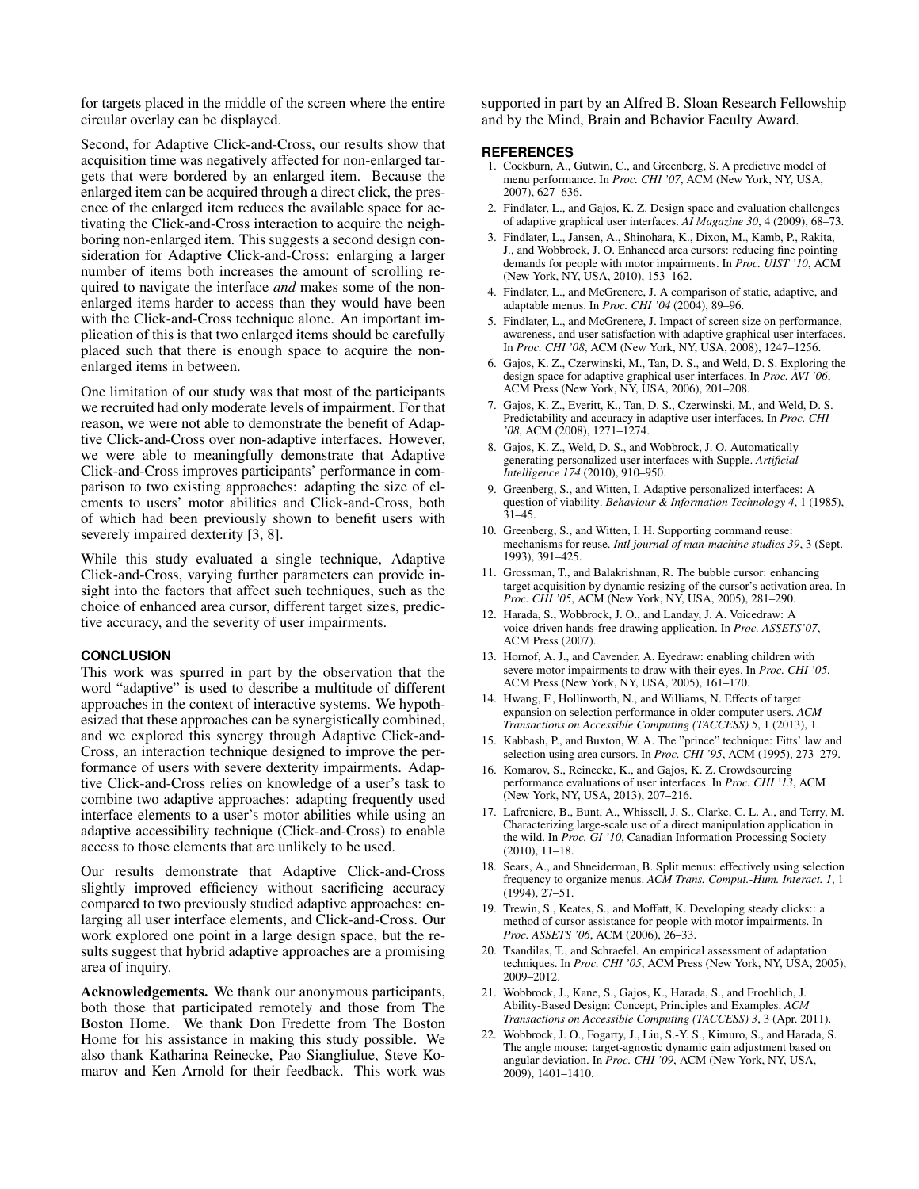for targets placed in the middle of the screen where the entire circular overlay can be displayed.

Second, for Adaptive Click-and-Cross, our results show that acquisition time was negatively affected for non-enlarged targets that were bordered by an enlarged item. Because the enlarged item can be acquired through a direct click, the presence of the enlarged item reduces the available space for activating the Click-and-Cross interaction to acquire the neighboring non-enlarged item. This suggests a second design consideration for Adaptive Click-and-Cross: enlarging a larger number of items both increases the amount of scrolling required to navigate the interface *and* makes some of the non-enlarged items harder to access than they would have been with the Click-and-Cross technique alone. An important implication of this is that two enlarged items should be carefully placed such that there is enough space to acquire the non-enlarged items in between.

One limitation of our study was that most of the participants we recruited had only moderate levels of impairment. For that reason, we were not able to demonstrate the benefit of Adaptive Click-and-Cross over non-adaptive interfaces. However, we were able to meaningfully demonstrate that Adaptive Click-and-Cross improves participants' performance in comparison to two existing approaches: adapting the size of elements to users' motor abilities and Click-and-Cross, both of which had been previously shown to benefit users with severely impaired dexterity [3, 8].

While this study evaluated a single technique, Adaptive Click-and-Cross, varying further parameters can provide insight into the factors that affect such techniques, such as the choice of enhanced area cursor, different target sizes, predictive accuracy, and the severity of user impairments.

## CONCLUSION

This work was spurred in part by the observation that the word "adaptive" is used to describe a multitude of different approaches in the context of interactive systems. We hypothesized that these approaches can be synergistically combined, and we explored this synergy through Adaptive Click-and-Cross, an interaction technique designed to improve the performance of users with severe dexterity impairments. Adaptive Click-and-Cross relies on knowledge of a user's task to combine two adaptive approaches: adapting frequently used interface elements to a user's motor abilities while using an adaptive accessibility technique (Click-and-Cross) to enable access to those elements that are unlikely to be used.

Our results demonstrate that Adaptive Click-and-Cross slightly improved efficiency without sacrificing accuracy compared to two previously studied adaptive approaches: enlarging all user interface elements, and Click-and-Cross. Our work explored one point in a large design space, but the results suggest that hybrid adaptive approaches are a promising area of inquiry.

**Acknowledgements.** We thank our anonymous participants, both those that participated remotely and those from The Boston Home. We thank Don Fredette from The Boston Home for his assistance in making this study possible. We also thank Katharina Reinecke, Pao Siangliulue, Steve Komarov and Ken Arnold for their feedback. This work was supported in part by an Alfred B. Sloan Research Fellowship and by the Mind, Brain and Behavior Faculty Award.

## REFERENCES

1. Cockburn, A., Gutwin, C., and Greenberg, S. A predictive model of menu performance. In *Proc. CHI '07*, ACM (New York, NY, USA, 2007), 627–636.
2. Findlater, L., and Gajos, K. Z. Design space and evaluation challenges of adaptive graphical user interfaces. *AI Magazine 30*, 4 (2009), 68–73.
3. Findlater, L., Jansen, A., Shinohara, K., Dixon, M., Kamb, P., Rakita, J., and Wobbrock, J. O. Enhanced area cursors: reducing fine pointing demands for people with motor impairments. In *Proc. UIST '10*, ACM (New York, NY, USA, 2010), 153–162.
4. Findlater, L., and McGrenere, J. A comparison of static, adaptive, and adaptable menus. In *Proc. CHI '04* (2004), 89–96.
5. Findlater, L., and McGrenere, J. Impact of screen size on performance, awareness, and user satisfaction with adaptive graphical user interfaces. In *Proc. CHI '08*, ACM (New York, NY, USA, 2008), 1247–1256.
6. Gajos, K. Z., Czerwinski, M., Tan, D. S., and Weld, D. S. Exploring the design space for adaptive graphical user interfaces. In *Proc. AVI '06*, ACM Press (New York, NY, USA, 2006), 201–208.
7. Gajos, K. Z., Everitt, K., Tan, D. S., Czerwinski, M., and Weld, D. S. Predictability and accuracy in adaptive user interfaces. In *Proc. CHI '08*, ACM (2008), 1271–1274.
8. Gajos, K. Z., Weld, D. S., and Wobbrock, J. O. Automatically generating personalized user interfaces with Supple. *Artificial Intelligence 174* (2010), 910–950.
9. Greenberg, S., and Witten, I. Adaptive personalized interfaces: A question of viability. *Behaviour & Information Technology 4*, 1 (1985), 31–45.
10. Greenberg, S., and Witten, I. H. Supporting command reuse: mechanisms for reuse. *Intl journal of man-machine studies 39*, 3 (Sept. 1993), 391–425.
11. Grossman, T., and Balakrishnan, R. The bubble cursor: enhancing target acquisition by dynamic resizing of the cursor's activation area. In *Proc. CHI '05*, ACM (New York, NY, USA, 2005), 281–290.
12. Harada, S., Wobbrock, J. O., and Landay, J. A. Voicedraw: A voice-driven hands-free drawing application. In *Proc. ASSETS'07*, ACM Press (2007).
13. Hornof, A. J., and Cavender, A. Eyedraw: enabling children with severe motor impairments to draw with their eyes. In *Proc. CHI '05*, ACM Press (New York, NY, USA, 2005), 161–170.
14. Hwang, F., Hollinworth, N., and Williams, N. Effects of target expansion on selection performance in older computer users. *ACM Transactions on Accessible Computing (TACCESS) 5*, 1 (2013), 1.
15. Kabbash, P., and Buxton, W. A. The "prince" technique: Fitts' law and selection using area cursors. In *Proc. CHI '95*, ACM (1995), 273–279.
16. Komarov, S., Reinecke, K., and Gajos, K. Z. Crowdsourcing performance evaluations of user interfaces. In *Proc. CHI '13*, ACM (New York, NY, USA, 2013), 207–216.
17. Lafreniere, B., Bunt, A., Whissell, J. S., Clarke, C. L. A., and Terry, M. Characterizing large-scale use of a direct manipulation application in the wild. In *Proc. GI '10*, Canadian Information Processing Society (2010), 11–18.
18. Sears, A., and Shneiderman, B. Split menus: effectively using selection frequency to organize menus. *ACM Trans. Comput.-Hum. Interact. 1*, 1 (1994), 27–51.
19. Trewin, S., Keates, S., and Moffatt, K. Developing steady clicks:: a method of cursor assistance for people with motor impairments. In *Proc. ASSETS '06*, ACM (2006), 26–33.
20. Tsandilas, T., and Schraefel. An empirical assessment of adaptation techniques. In *Proc. CHI '05*, ACM Press (New York, NY, USA, 2005), 2009–2012.
21. Wobbrock, J., Kane, S., Gajos, K., Harada, S., and Froehlich, J. Ability-Based Design: Concept, Principles and Examples. *ACM Transactions on Accessible Computing (TACCESS) 3*, 3 (Apr. 2011).
22. Wobbrock, J. O., Fogarty, J., Liu, S.-Y. S., Kimuro, S., and Harada, S. The angle mouse: target-agnostic dynamic gain adjustment based on angular deviation. In *Proc. CHI '09*, ACM (New York, NY, USA, 2009), 1401–1410.